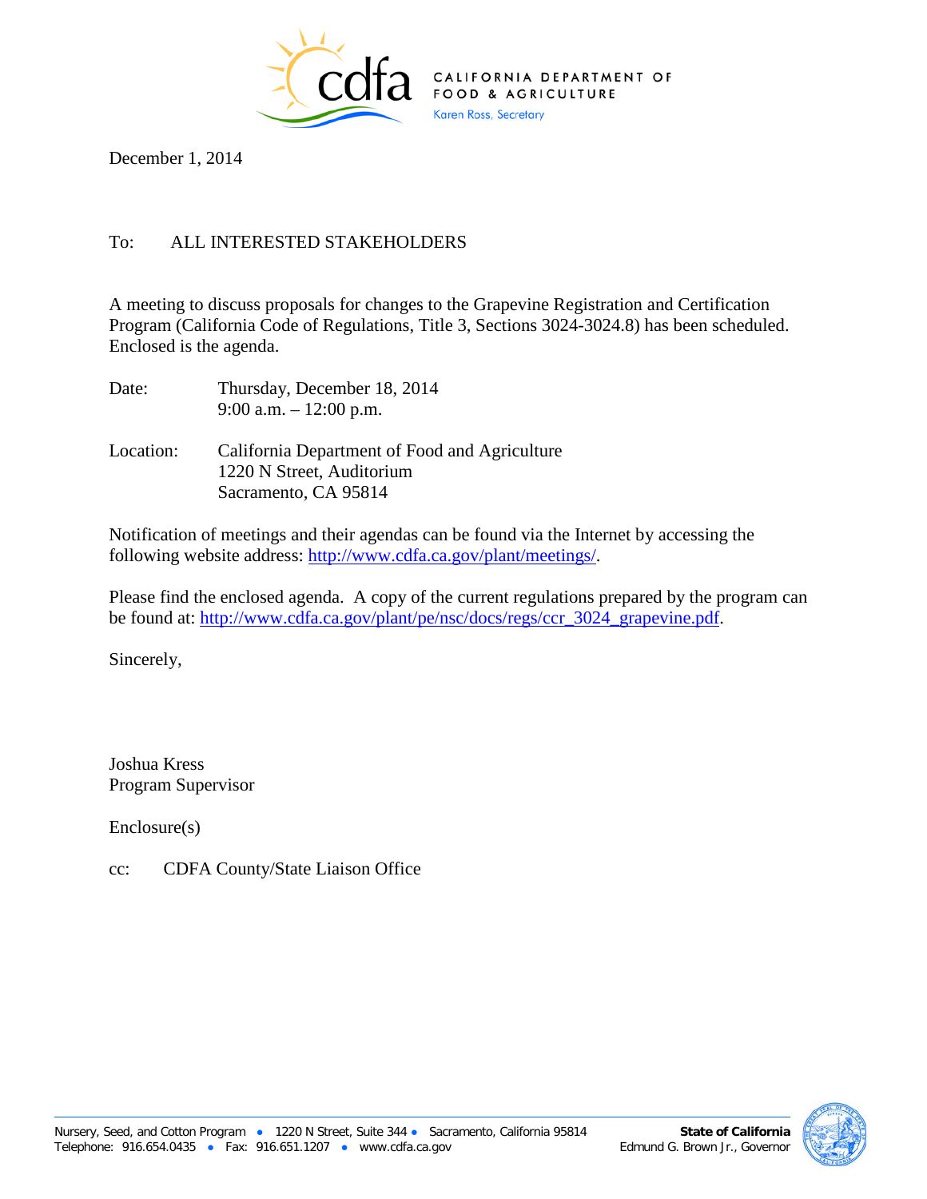CALIFORNIA DEPARTMENT OF FOOD & AGRICULTURE
Karen Ross, Secretary

December 1, 2014

To: ALL INTERESTED STAKEHOLDERS

A meeting to discuss proposals for changes to the Grapevine Registration and Certification Program (California Code of Regulations, Title 3, Sections 3024-3024.8) has been scheduled. Enclosed is the agenda.

Date: Thursday, December 18, 2014
9:00 a.m. – 12:00 p.m.

Location: California Department of Food and Agriculture
1220 N Street, Auditorium
Sacramento, CA 95814

Notification of meetings and their agendas can be found via the Internet by accessing the following website address: http://www.cdfa.ca.gov/plant/meetings/.

Please find the enclosed agenda. A copy of the current regulations prepared by the program can be found at: http://www.cdfa.ca.gov/plant/pe/nsc/docs/regs/ccr_3024_grapevine.pdf.

Sincerely,

Joshua Kress
Program Supervisor

Enclosure(s)

cc: CDFA County/State Liaison Office

Nursery, Seed, and Cotton Program • 1220 N Street, Suite 344 • Sacramento, California 95814
Telephone: 916.654.0435 • Fax: 916.651.1207 • www.cdfa.ca.gov

**State of California**
Edmund G. Brown Jr., Governor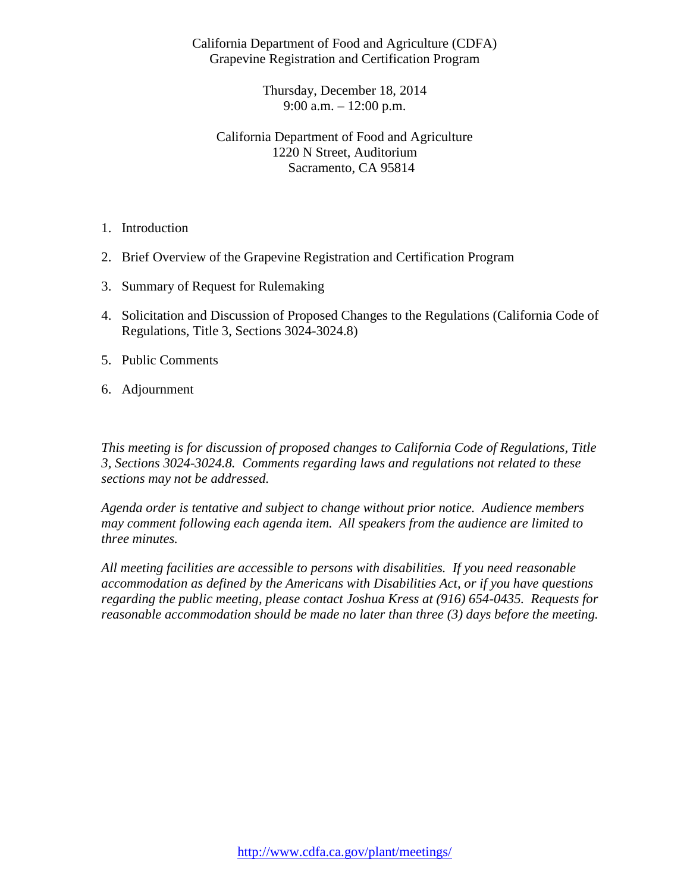California Department of Food and Agriculture (CDFA)
Grapevine Registration and Certification Program

Thursday, December 18, 2014
9:00 a.m. – 12:00 p.m.

California Department of Food and Agriculture
1220 N Street, Auditorium
Sacramento, CA 95814

1. Introduction
2. Brief Overview of the Grapevine Registration and Certification Program
3. Summary of Request for Rulemaking
4. Solicitation and Discussion of Proposed Changes to the Regulations (California Code of Regulations, Title 3, Sections 3024-3024.8)
5. Public Comments
6. Adjournment

*This meeting is for discussion of proposed changes to California Code of Regulations, Title 3, Sections 3024-3024.8. Comments regarding laws and regulations not related to these sections may not be addressed.*

*Agenda order is tentative and subject to change without prior notice. Audience members may comment following each agenda item. All speakers from the audience are limited to three minutes.*

*All meeting facilities are accessible to persons with disabilities. If you need reasonable accommodation as defined by the Americans with Disabilities Act, or if you have questions regarding the public meeting, please contact Joshua Kress at (916) 654-0435. Requests for reasonable accommodation should be made no later than three (3) days before the meeting.*

http://www.cdfa.ca.gov/plant/meetings/